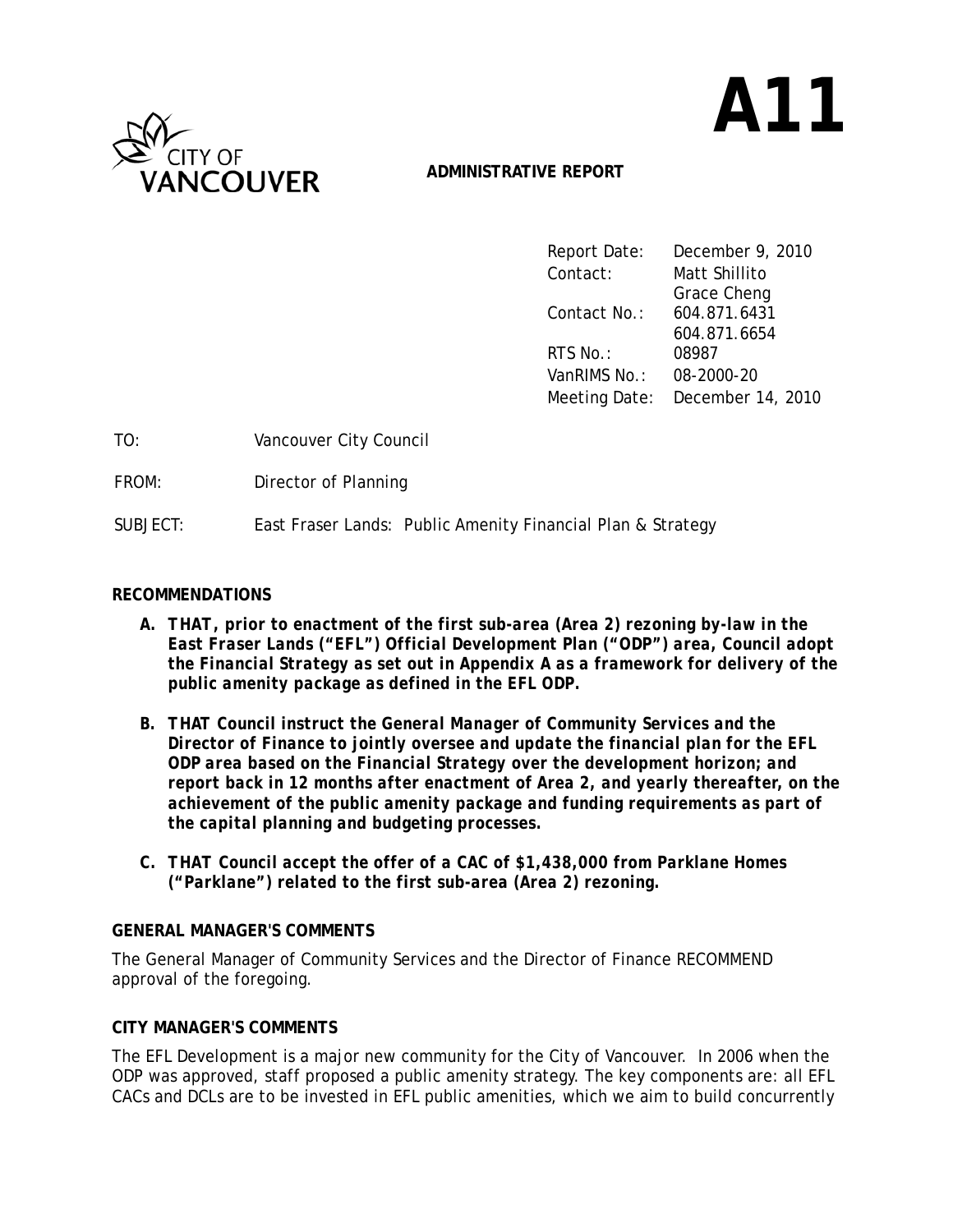# A11

CITY OF VANCOUVER

**ADMINISTRATIVE REPORT**

| | |
|---|---|
| Report Date: | December 9, 2010 |
| Contact: | Matt Shillito<br>Grace Cheng |
| Contact No.: | 604.871.6431<br>604.871.6654 |
| RTS No.: | 08987 |
| VanRIMS No.: | 08-2000-20 |
| Meeting Date: | December 14, 2010 |

TO: Vancouver City Council

FROM: Director of Planning

SUBJECT: East Fraser Lands: Public Amenity Financial Plan & Strategy

## RECOMMENDATIONS

***A. THAT, prior to enactment of the first sub-area (Area 2) rezoning by-law in the East Fraser Lands ("EFL") Official Development Plan ("ODP") area, Council adopt the Financial Strategy as set out in Appendix A as a framework for delivery of the public amenity package as defined in the EFL ODP.***

***B. THAT Council instruct the General Manager of Community Services and the Director of Finance to jointly oversee and update the financial plan for the EFL ODP area based on the Financial Strategy over the development horizon; and report back in 12 months after enactment of Area 2, and yearly thereafter, on the achievement of the public amenity package and funding requirements as part of the capital planning and budgeting processes.***

***C. THAT Council accept the offer of a CAC of $1,438,000 from Parklane Homes ("Parklane") related to the first sub-area (Area 2) rezoning.***

## GENERAL MANAGER'S COMMENTS

The General Manager of Community Services and the Director of Finance RECOMMEND approval of the foregoing.

## CITY MANAGER'S COMMENTS

The EFL Development is a major new community for the City of Vancouver. In 2006 when the ODP was approved, staff proposed a public amenity strategy. The key components are: all EFL CACs and DCLs are to be invested in EFL public amenities, which we aim to build concurrently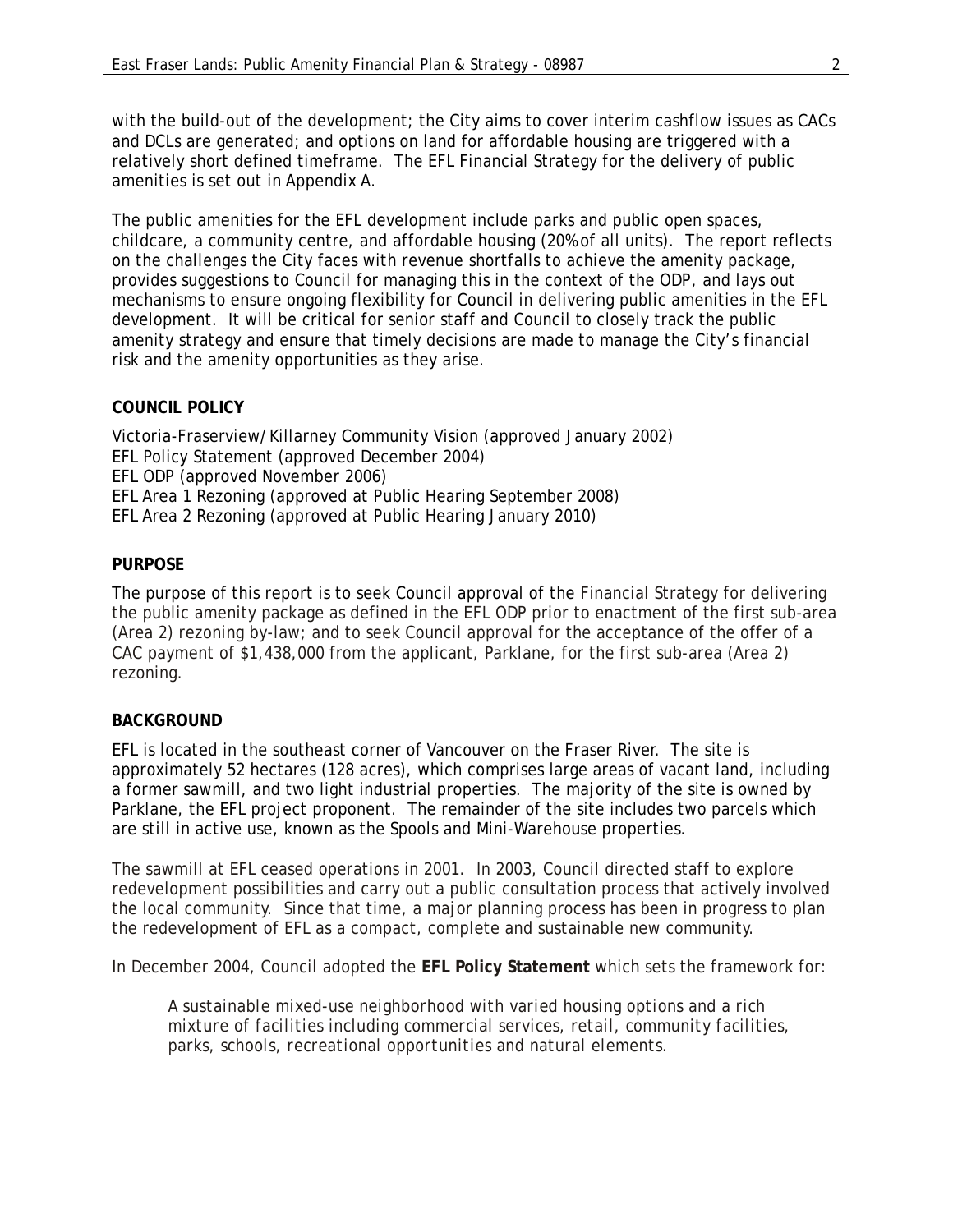with the build-out of the development; the City aims to cover interim cashflow issues as CACs and DCLs are generated; and options on land for affordable housing are triggered with a relatively short defined timeframe. The EFL Financial Strategy for the delivery of public amenities is set out in Appendix A.

The public amenities for the EFL development include parks and public open spaces, childcare, a community centre, and affordable housing (20% of all units). The report reflects on the challenges the City faces with revenue shortfalls to achieve the amenity package, provides suggestions to Council for managing this in the context of the ODP, and lays out mechanisms to ensure ongoing flexibility for Council in delivering public amenities in the EFL development. It will be critical for senior staff and Council to closely track the public amenity strategy and ensure that timely decisions are made to manage the City's financial risk and the amenity opportunities as they arise.

## COUNCIL POLICY

Victoria-Fraserview/Killarney Community Vision (approved January 2002)
EFL Policy Statement (approved December 2004)
EFL ODP (approved November 2006)
EFL Area 1 Rezoning (approved at Public Hearing September 2008)
EFL Area 2 Rezoning (approved at Public Hearing January 2010)

## PURPOSE

The purpose of this report is to seek Council approval of the Financial Strategy for delivering the public amenity package as defined in the EFL ODP prior to enactment of the first sub-area (Area 2) rezoning by-law; and to seek Council approval for the acceptance of the offer of a CAC payment of $1,438,000 from the applicant, Parklane, for the first sub-area (Area 2) rezoning.

## BACKGROUND

EFL is located in the southeast corner of Vancouver on the Fraser River. The site is approximately 52 hectares (128 acres), which comprises large areas of vacant land, including a former sawmill, and two light industrial properties. The majority of the site is owned by Parklane, the EFL project proponent. The remainder of the site includes two parcels which are still in active use, known as the Spools and Mini-Warehouse properties.

The sawmill at EFL ceased operations in 2001. In 2003, Council directed staff to explore redevelopment possibilities and carry out a public consultation process that actively involved the local community. Since that time, a major planning process has been in progress to plan the redevelopment of EFL as a compact, complete and sustainable new community.

In December 2004, Council adopted the **EFL Policy Statement** which sets the framework for:

> *A sustainable mixed-use neighborhood with varied housing options and a rich mixture of facilities including commercial services, retail, community facilities, parks, schools, recreational opportunities and natural elements.*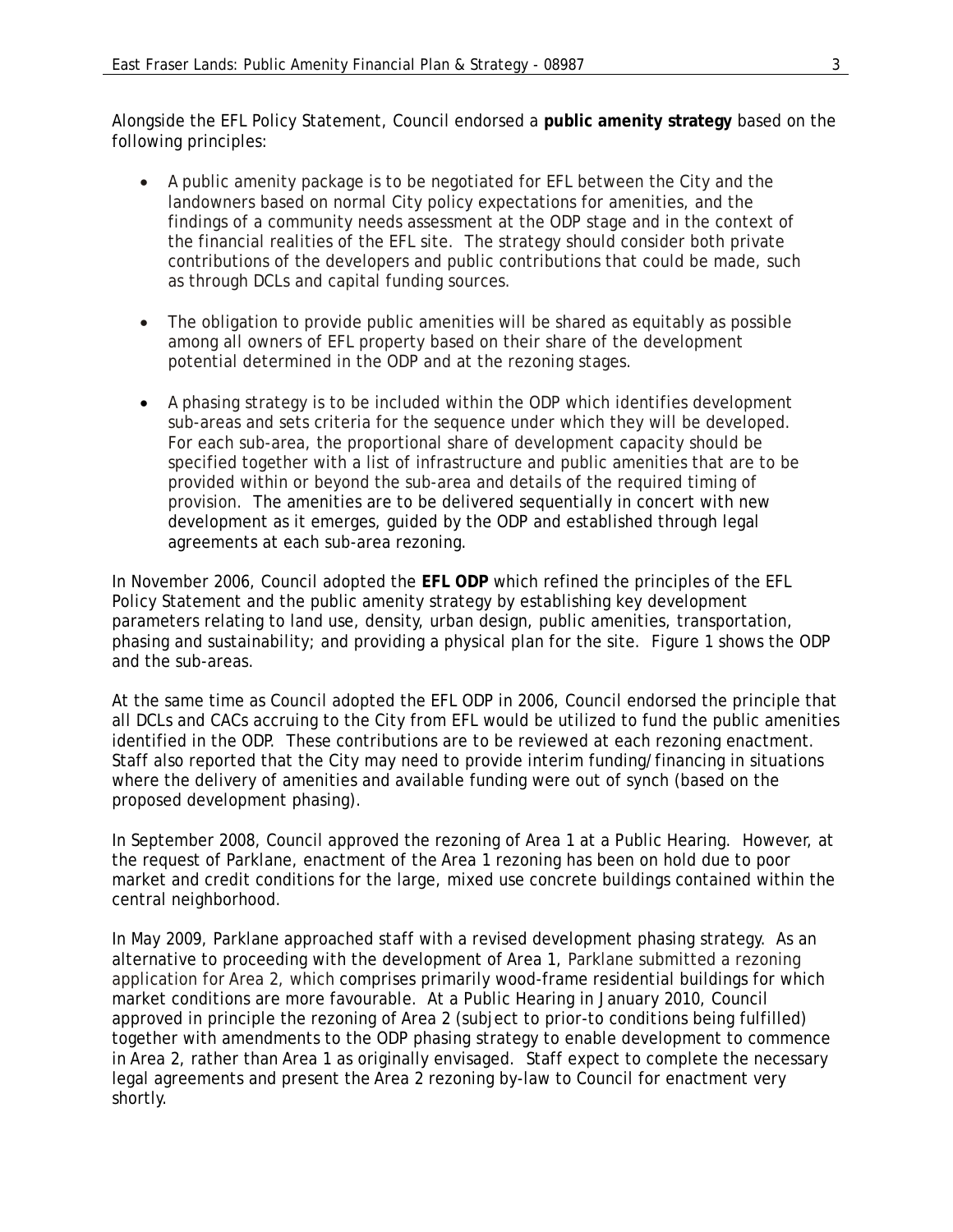Alongside the EFL Policy Statement, Council endorsed a **public amenity strategy** based on the following principles:

- A public amenity package is to be negotiated for EFL between the City and the landowners based on normal City policy expectations for amenities, and the findings of a community needs assessment at the ODP stage and in the context of the financial realities of the EFL site. The strategy should consider both private contributions of the developers and public contributions that could be made, such as through DCLs and capital funding sources.

- The obligation to provide public amenities will be shared as equitably as possible among all owners of EFL property based on their share of the development potential determined in the ODP and at the rezoning stages.

- A phasing strategy is to be included within the ODP which identifies development sub-areas and sets criteria for the sequence under which they will be developed. For each sub-area, the proportional share of development capacity should be specified together with a list of infrastructure and public amenities that are to be provided within or beyond the sub-area and details of the required timing of provision. The amenities are to be delivered sequentially in concert with new development as it emerges, guided by the ODP and established through legal agreements at each sub-area rezoning.

In November 2006, Council adopted the **EFL ODP** which refined the principles of the EFL Policy Statement and the public amenity strategy by establishing key development parameters relating to land use, density, urban design, public amenities, transportation, phasing and sustainability; and providing a physical plan for the site. Figure 1 shows the ODP and the sub-areas.

At the same time as Council adopted the EFL ODP in 2006, Council endorsed the principle that all DCLs and CACs accruing to the City from EFL would be utilized to fund the public amenities identified in the ODP. These contributions are to be reviewed at each rezoning enactment. Staff also reported that the City may need to provide interim funding/financing in situations where the delivery of amenities and available funding were out of synch (based on the proposed development phasing).

In September 2008, Council approved the rezoning of Area 1 at a Public Hearing. However, at the request of Parklane, enactment of the Area 1 rezoning has been on hold due to poor market and credit conditions for the large, mixed use concrete buildings contained within the central neighborhood.

In May 2009, Parklane approached staff with a revised development phasing strategy. As an alternative to proceeding with the development of Area 1, Parklane submitted a rezoning application for Area 2, which comprises primarily wood-frame residential buildings for which market conditions are more favourable. At a Public Hearing in January 2010, Council approved in principle the rezoning of Area 2 (subject to prior-to conditions being fulfilled) together with amendments to the ODP phasing strategy to enable development to commence in Area 2, rather than Area 1 as originally envisaged. Staff expect to complete the necessary legal agreements and present the Area 2 rezoning by-law to Council for enactment very shortly.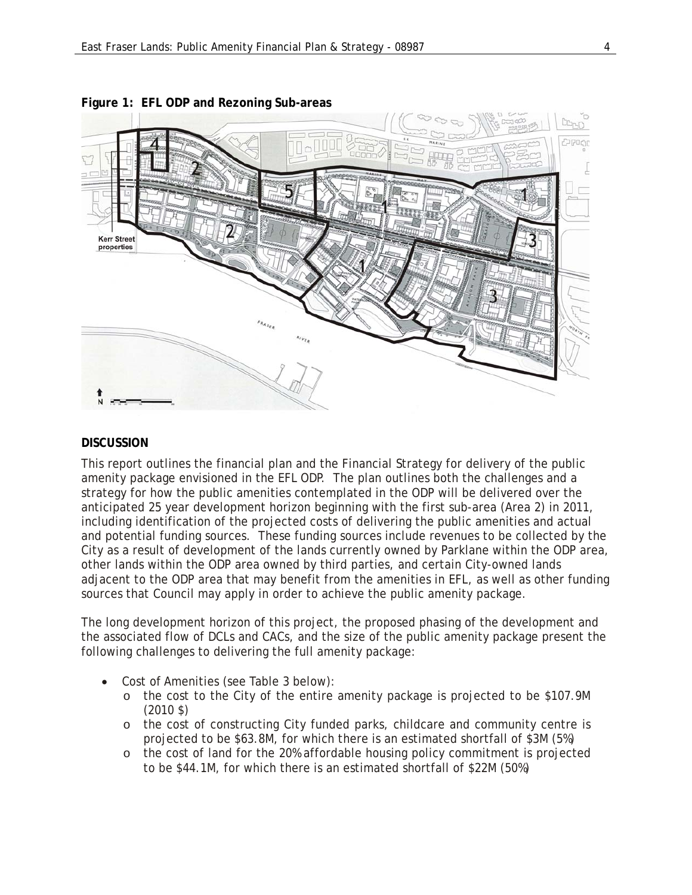**Figure 1: EFL ODP and Rezoning Sub-areas**

**DISCUSSION**

This report outlines the financial plan and the Financial Strategy for delivery of the public amenity package envisioned in the EFL ODP. The plan outlines both the challenges and a strategy for how the public amenities contemplated in the ODP will be delivered over the anticipated 25 year development horizon beginning with the first sub-area (Area 2) in 2011, including identification of the projected costs of delivering the public amenities and actual and potential funding sources. These funding sources include revenues to be collected by the City as a result of development of the lands currently owned by Parklane within the ODP area, other lands within the ODP area owned by third parties, and certain City-owned lands adjacent to the ODP area that may benefit from the amenities in EFL, as well as other funding sources that Council may apply in order to achieve the public amenity package.

The long development horizon of this project, the proposed phasing of the development and the associated flow of DCLs and CACs, and the size of the public amenity package present the following challenges to delivering the full amenity package:

- Cost of Amenities (see Table 3 below):
  - the cost to the City of the entire amenity package is projected to be $107.9M (2010 $)
  - the cost of constructing City funded parks, childcare and community centre is projected to be $63.8M, for which there is an estimated shortfall of $3M (5%)
  - the cost of land for the 20% affordable housing policy commitment is projected to be $44.1M, for which there is an estimated shortfall of $22M (50%)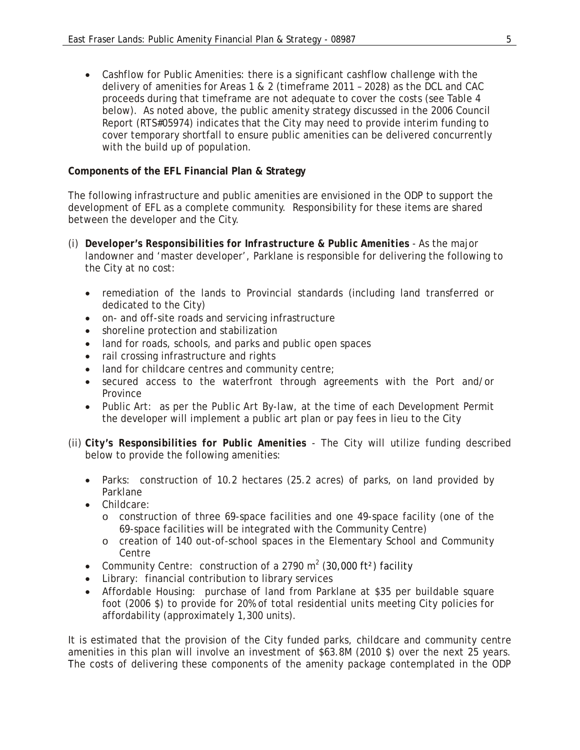- Cashflow for Public Amenities: there is a significant cashflow challenge with the delivery of amenities for Areas 1 & 2 (timeframe 2011 – 2028) as the DCL and CAC proceeds during that timeframe are not adequate to cover the costs (see Table 4 below). As noted above, the public amenity strategy discussed in the 2006 Council Report (RTS#05974) indicates that the City may need to provide interim funding to cover temporary shortfall to ensure public amenities can be delivered concurrently with the build up of population.

**Components of the EFL Financial Plan & Strategy**

The following infrastructure and public amenities are envisioned in the ODP to support the development of EFL as a complete community. Responsibility for these items are shared between the developer and the City.

(i) ***Developer's Responsibilities for Infrastructure & Public Amenities*** - As the major landowner and 'master developer', Parklane is responsible for delivering the following to the City at no cost:

- remediation of the lands to Provincial standards (including land transferred or dedicated to the City)
- on- and off-site roads and servicing infrastructure
- shoreline protection and stabilization
- land for roads, schools, and parks and public open spaces
- rail crossing infrastructure and rights
- land for childcare centres and community centre;
- secured access to the waterfront through agreements with the Port and/or Province
- Public Art: as per the Public Art By-law, at the time of each Development Permit the developer will implement a public art plan or pay fees in lieu to the City

(ii) ***City's Responsibilities for Public Amenities*** - The City will utilize funding described below to provide the following amenities:

- Parks: construction of 10.2 hectares (25.2 acres) of parks, on land provided by Parklane
- Childcare:
  - construction of three 69-space facilities and one 49-space facility (one of the 69-space facilities will be integrated with the Community Centre)
  - creation of 140 out-of-school spaces in the Elementary School and Community Centre
- Community Centre: construction of a 2790 $m^2$ (30,000 $ft^2$) facility
- Library: financial contribution to library services
- Affordable Housing: purchase of land from Parklane at $35 per buildable square foot (2006 $) to provide for 20% of total residential units meeting City policies for affordability (approximately 1,300 units).

It is estimated that the provision of the City funded parks, childcare and community centre amenities in this plan will involve an investment of $63.8M (2010 $) over the next 25 years. The costs of delivering these components of the amenity package contemplated in the ODP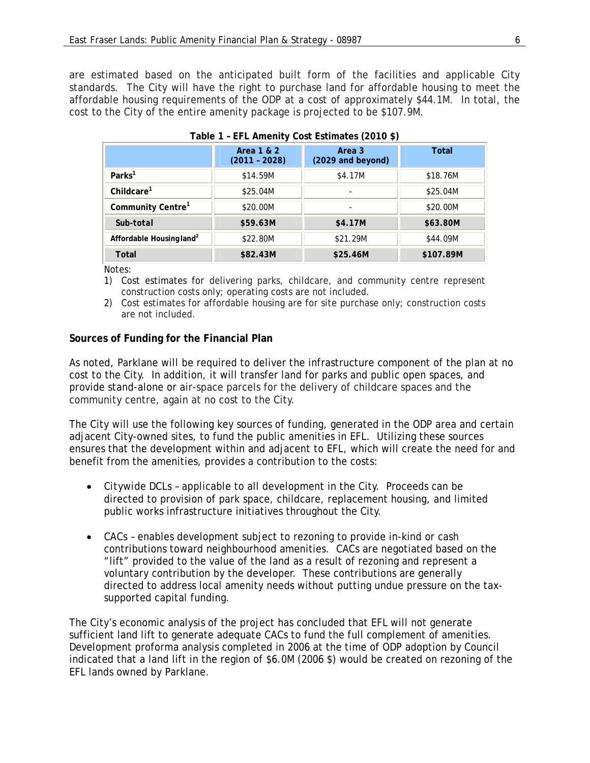are estimated based on the anticipated built form of the facilities and applicable City standards. The City will have the right to purchase land for affordable housing to meet the affordable housing requirements of the ODP at a cost of approximately $44.1M. In total, the cost to the City of the entire amenity package is projected to be $107.9M.

**Table 1 – EFL Amenity Cost Estimates (2010 $)**

| | Area 1 & 2 (2011 – 2028) | Area 3 (2029 and beyond) | Total |
|---|---|---|---|
| **Parks[1]** | $14.59M | $4.17M | $18.76M |
| **Childcare[1]** | $25.04M | - | $25.04M |
| **Community Centre[1]** | $20.00M | - | $20.00M |
| **Sub-total** | **$59.63M** | **$4.17M** | **$63.80M** |
| **Affordable Housing land[2]** | $22.80M | $21.29M | $44.09M |
| **Total** | **$82.43M** | **$25.46M** | **$107.89M** |

Notes:

1) Cost estimates for delivering parks, childcare, and community centre represent construction costs only; operating costs are not included.
2) Cost estimates for affordable housing are for site purchase only; construction costs are not included.

### Sources of Funding for the Financial Plan

As noted, Parklane will be required to deliver the infrastructure component of the plan at no cost to the City. In addition, it will transfer land for parks and public open spaces, and provide stand-alone or air-space parcels for the delivery of childcare spaces and the community centre, again at no cost to the City.

The City will use the following key sources of funding, generated in the ODP area and certain adjacent City-owned sites, to fund the public amenities in EFL. Utilizing these sources ensures that the development within and adjacent to EFL, which will create the need for and benefit from the amenities, provides a contribution to the costs:

- Citywide DCLs – applicable to all development in the City. Proceeds can be directed to provision of park space, childcare, replacement housing, and limited public works infrastructure initiatives throughout the City.

- CACs – enables development subject to rezoning to provide in-kind or cash contributions toward neighbourhood amenities. CACs are negotiated based on the "lift" provided to the value of the land as a result of rezoning and represent a voluntary contribution by the developer. These contributions are generally directed to address local amenity needs without putting undue pressure on the tax-supported capital funding.

The City's economic analysis of the project has concluded that EFL will not generate sufficient land lift to generate adequate CACs to fund the full complement of amenities. Development proforma analysis completed in 2006 at the time of ODP adoption by Council indicated that a land lift in the region of $6.0M (2006 $) would be created on rezoning of the EFL lands owned by Parklane.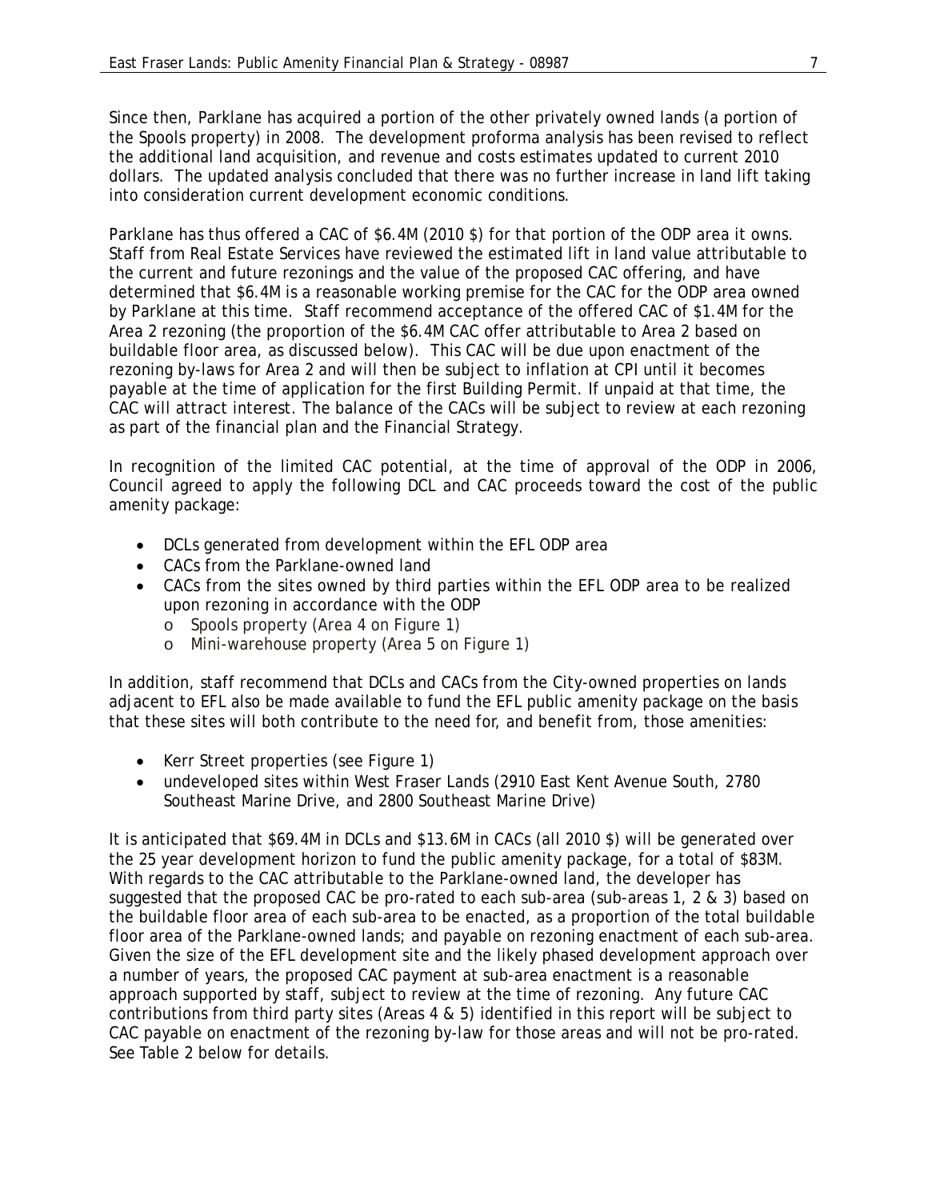Since then, Parklane has acquired a portion of the other privately owned lands (a portion of the Spools property) in 2008. The development proforma analysis has been revised to reflect the additional land acquisition, and revenue and costs estimates updated to current 2010 dollars. The updated analysis concluded that there was no further increase in land lift taking into consideration current development economic conditions.

Parklane has thus offered a CAC of $6.4M (2010 $) for that portion of the ODP area it owns. Staff from Real Estate Services have reviewed the estimated lift in land value attributable to the current and future rezonings and the value of the proposed CAC offering, and have determined that $6.4M is a reasonable working premise for the CAC for the ODP area owned by Parklane at this time. Staff recommend acceptance of the offered CAC of $1.4M for the Area 2 rezoning (the proportion of the $6.4M CAC offer attributable to Area 2 based on buildable floor area, as discussed below). This CAC will be due upon enactment of the rezoning by-laws for Area 2 and will then be subject to inflation at CPI until it becomes payable at the time of application for the first Building Permit. If unpaid at that time, the CAC will attract interest. The balance of the CACs will be subject to review at each rezoning as part of the financial plan and the Financial Strategy.

In recognition of the limited CAC potential, at the time of approval of the ODP in 2006, Council agreed to apply the following DCL and CAC proceeds toward the cost of the public amenity package:

- DCLs generated from development within the EFL ODP area
- CACs from the Parklane-owned land
- CACs from the sites owned by third parties within the EFL ODP area to be realized upon rezoning in accordance with the ODP
  - Spools property (Area 4 on Figure 1)
  - Mini-warehouse property (Area 5 on Figure 1)

In addition, staff recommend that DCLs and CACs from the City-owned properties on lands adjacent to EFL also be made available to fund the EFL public amenity package on the basis that these sites will both contribute to the need for, and benefit from, those amenities:

- Kerr Street properties (see Figure 1)
- undeveloped sites within West Fraser Lands (2910 East Kent Avenue South, 2780 Southeast Marine Drive, and 2800 Southeast Marine Drive)

It is anticipated that $69.4M in DCLs and $13.6M in CACs (all 2010 $) will be generated over the 25 year development horizon to fund the public amenity package, for a total of $83M. With regards to the CAC attributable to the Parklane-owned land, the developer has suggested that the proposed CAC be pro-rated to each sub-area (sub-areas 1, 2 & 3) based on the buildable floor area of each sub-area to be enacted, as a proportion of the total buildable floor area of the Parklane-owned lands; and payable on rezoning enactment of each sub-area. Given the size of the EFL development site and the likely phased development approach over a number of years, the proposed CAC payment at sub-area enactment is a reasonable approach supported by staff, subject to review at the time of rezoning. Any future CAC contributions from third party sites (Areas 4 & 5) identified in this report will be subject to CAC payable on enactment of the rezoning by-law for those areas and will not be pro-rated. See Table 2 below for details.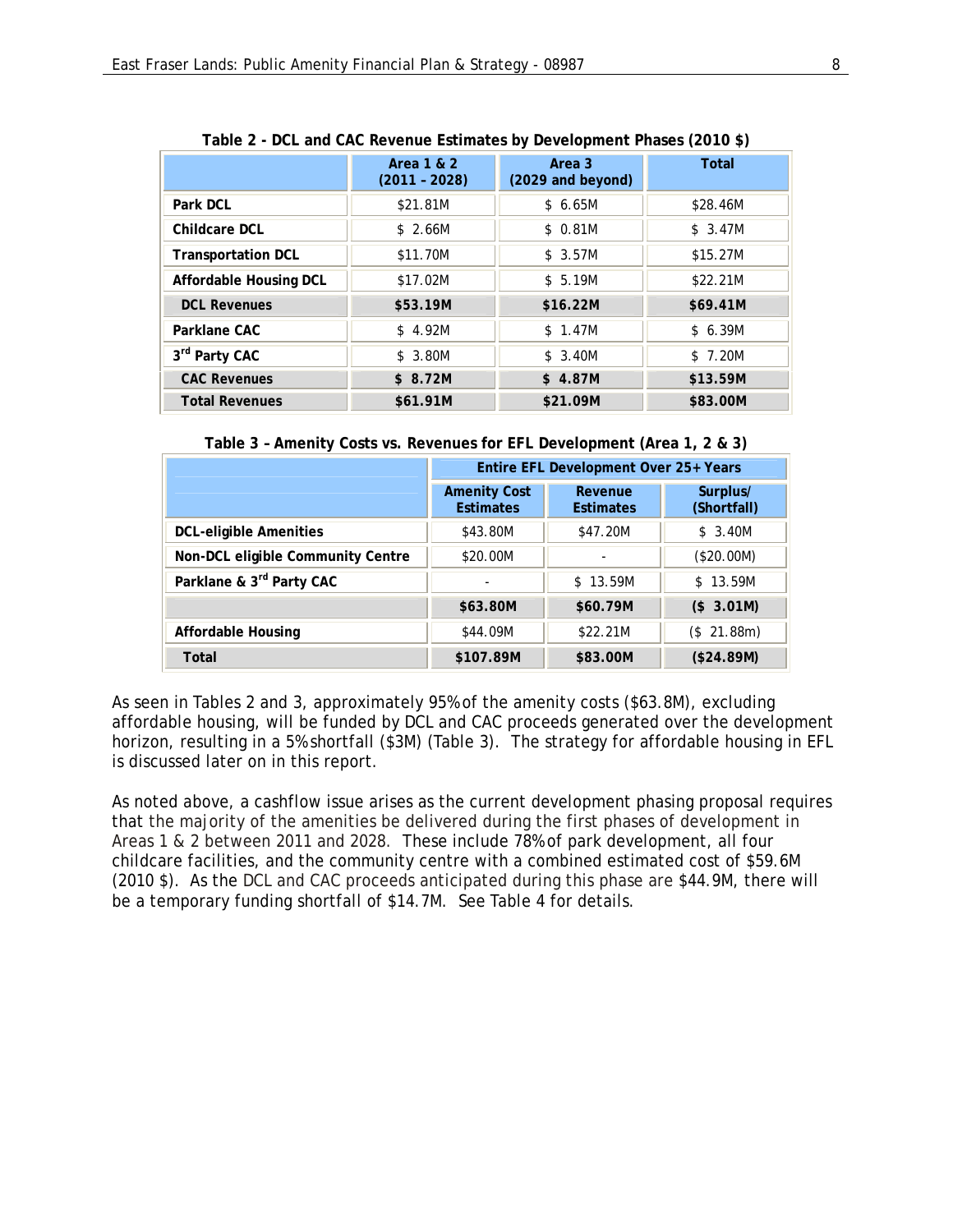**Table 2 - DCL and CAC Revenue Estimates by Development Phases (2010 $)**

| | Area 1 & 2 (2011 - 2028) | Area 3 (2029 and beyond) | Total |
|---|---|---|---|
| **Park DCL** | $21.81M | $ 6.65M | $28.46M |
| **Childcare DCL** | $ 2.66M | $ 0.81M | $ 3.47M |
| **Transportation DCL** | $11.70M | $ 3.57M | $15.27M |
| **Affordable Housing DCL** | $17.02M | $ 5.19M | $22.21M |
| **DCL Revenues** | **$53.19M** | **$16.22M** | **$69.41M** |
| **Parklane CAC** | $ 4.92M | $ 1.47M | $ 6.39M |
| **3rd Party CAC** | $ 3.80M | $ 3.40M | $ 7.20M |
| **CAC Revenues** | **$ 8.72M** | **$ 4.87M** | **$13.59M** |
| **Total Revenues** | **$61.91M** | **$21.09M** | **$83.00M** |

**Table 3 – Amenity Costs vs. Revenues for EFL Development (Area 1, 2 & 3)**

| | Entire EFL Development Over 25+ Years | | |
|---|---|---|---|
| | **Amenity Cost Estimates** | **Revenue Estimates** | **Surplus/ (Shortfall)** |
| **DCL-eligible Amenities** | $43.80M | $47.20M | $ 3.40M |
| **Non-DCL eligible Community Centre** | $20.00M | - | ($20.00M) |
| **Parklane & 3rd Party CAC** | - | $ 13.59M | $ 13.59M |
| | **$63.80M** | **$60.79M** | **($ 3.01M)** |
| **Affordable Housing** | $44.09M | $22.21M | ($ 21.88m) |
| **Total** | **$107.89M** | **$83.00M** | **($24.89M)** |

As seen in Tables 2 and 3, approximately 95% of the amenity costs ($63.8M), excluding affordable housing, will be funded by DCL and CAC proceeds generated over the development horizon, resulting in a 5% shortfall ($3M) (Table 3). The strategy for affordable housing in EFL is discussed later on in this report.

As noted above, a cashflow issue arises as the current development phasing proposal requires that the majority of the amenities be delivered during the first phases of development in Areas 1 & 2 between 2011 and 2028. These include 78% of park development, all four childcare facilities, and the community centre with a combined estimated cost of $59.6M (2010 $). As the DCL and CAC proceeds anticipated during this phase are $44.9M, there will be a temporary funding shortfall of $14.7M. See Table 4 for details.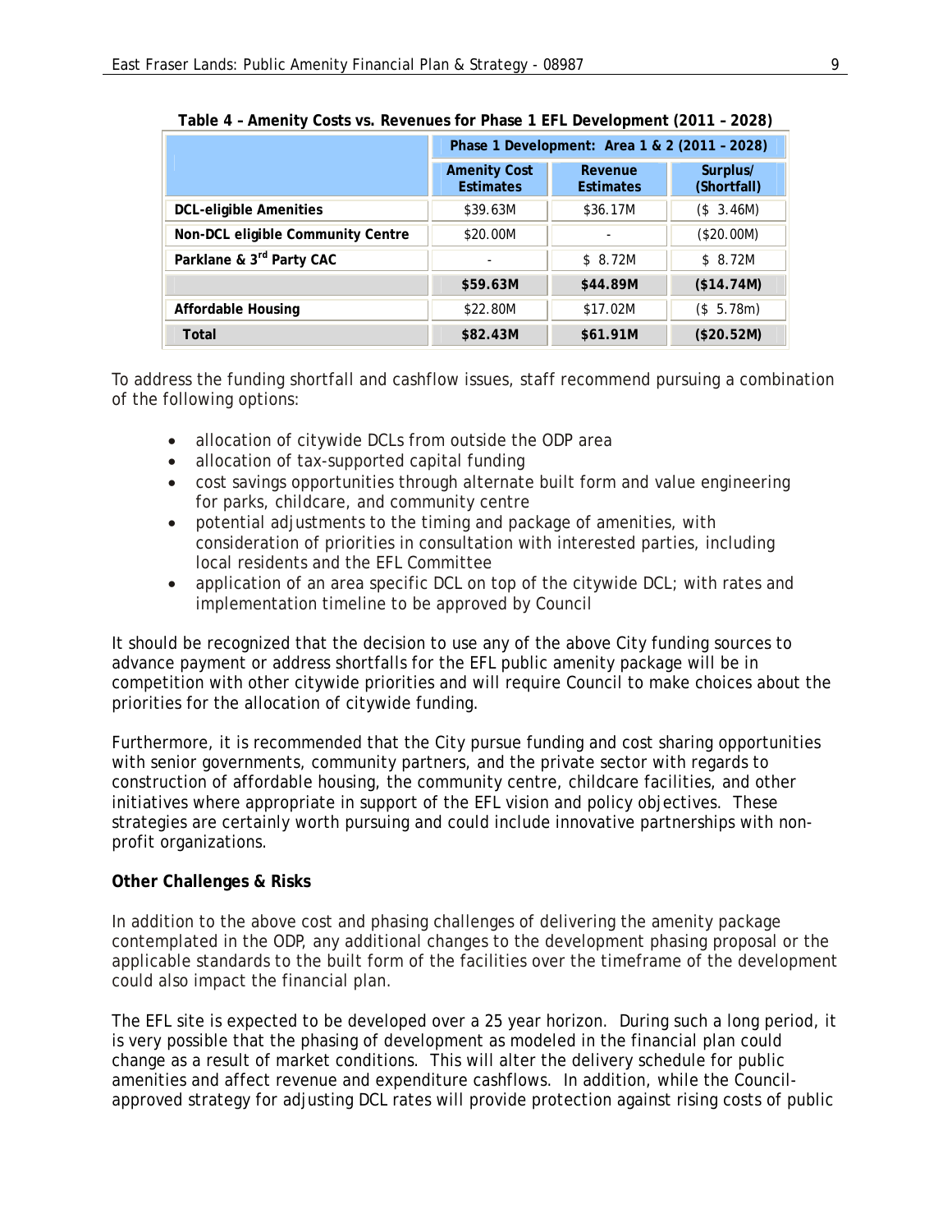**Table 4 – Amenity Costs vs. Revenues for Phase 1 EFL Development (2011 – 2028)**

| | Phase 1 Development: Area 1 & 2 (2011 – 2028) | | |
|---|---|---|---|
| | **Amenity Cost Estimates** | **Revenue Estimates** | **Surplus/ (Shortfall)** |
| **DCL-eligible Amenities** | $39.63M | $36.17M | ($ 3.46M) |
| **Non-DCL eligible Community Centre** | $20.00M | - | ($20.00M) |
| **Parklane & 3rd Party CAC** | - | $ 8.72M | $ 8.72M |
| | **$59.63M** | **$44.89M** | **($14.74M)** |
| **Affordable Housing** | $22.80M | $17.02M | ($ 5.78m) |
| **Total** | **$82.43M** | **$61.91M** | **($20.52M)** |

To address the funding shortfall and cashflow issues, staff recommend pursuing a combination of the following options:

- allocation of citywide DCLs from outside the ODP area
- allocation of tax-supported capital funding
- cost savings opportunities through alternate built form and value engineering for parks, childcare, and community centre
- potential adjustments to the timing and package of amenities, with consideration of priorities in consultation with interested parties, including local residents and the EFL Committee
- application of an area specific DCL on top of the citywide DCL; with rates and implementation timeline to be approved by Council

It should be recognized that the decision to use any of the above City funding sources to advance payment or address shortfalls for the EFL public amenity package will be in competition with other citywide priorities and will require Council to make choices about the priorities for the allocation of citywide funding.

Furthermore, it is recommended that the City pursue funding and cost sharing opportunities with senior governments, community partners, and the private sector with regards to construction of affordable housing, the community centre, childcare facilities, and other initiatives where appropriate in support of the EFL vision and policy objectives. These strategies are certainly worth pursuing and could include innovative partnerships with non-profit organizations.

**Other Challenges & Risks**

In addition to the above cost and phasing challenges of delivering the amenity package contemplated in the ODP, any additional changes to the development phasing proposal or the applicable standards to the built form of the facilities over the timeframe of the development could also impact the financial plan.

The EFL site is expected to be developed over a 25 year horizon. During such a long period, it is very possible that the phasing of development as modeled in the financial plan could change as a result of market conditions. This will alter the delivery schedule for public amenities and affect revenue and expenditure cashflows. In addition, while the Council-approved strategy for adjusting DCL rates will provide protection against rising costs of public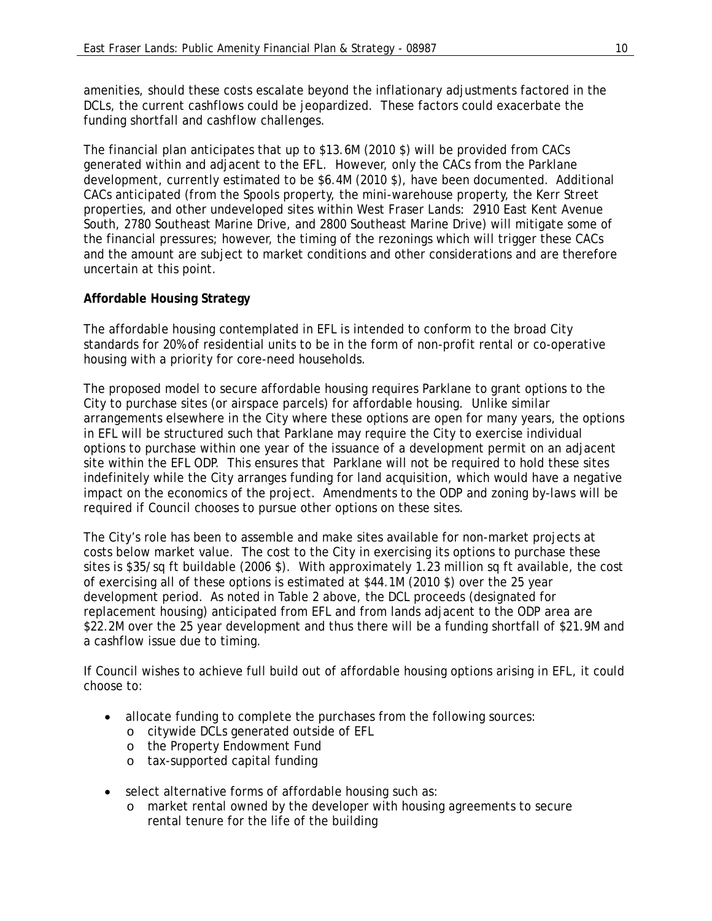amenities, should these costs escalate beyond the inflationary adjustments factored in the DCLs, the current cashflows could be jeopardized. These factors could exacerbate the funding shortfall and cashflow challenges.

The financial plan anticipates that up to $13.6M (2010 $) will be provided from CACs generated within and adjacent to the EFL. However, only the CACs from the Parklane development, currently estimated to be $6.4M (2010 $), have been documented. Additional CACs anticipated (from the Spools property, the mini-warehouse property, the Kerr Street properties, and other undeveloped sites within West Fraser Lands: 2910 East Kent Avenue South, 2780 Southeast Marine Drive, and 2800 Southeast Marine Drive) will mitigate some of the financial pressures; however, the timing of the rezonings which will trigger these CACs and the amount are subject to market conditions and other considerations and are therefore uncertain at this point.

**Affordable Housing Strategy**

The affordable housing contemplated in EFL is intended to conform to the broad City standards for 20% of residential units to be in the form of non-profit rental or co-operative housing with a priority for core-need households.

The proposed model to secure affordable housing requires Parklane to grant options to the City to purchase sites (or airspace parcels) for affordable housing. Unlike similar arrangements elsewhere in the City where these options are open for many years, the options in EFL will be structured such that Parklane may require the City to exercise individual options to purchase within one year of the issuance of a development permit on an adjacent site within the EFL ODP. This ensures that Parklane will not be required to hold these sites indefinitely while the City arranges funding for land acquisition, which would have a negative impact on the economics of the project. Amendments to the ODP and zoning by-laws will be required if Council chooses to pursue other options on these sites.

The City's role has been to assemble and make sites available for non-market projects at costs below market value. The cost to the City in exercising its options to purchase these sites is $35/sq ft buildable (2006 $). With approximately 1.23 million sq ft available, the cost of exercising all of these options is estimated at $44.1M (2010 $) over the 25 year development period. As noted in Table 2 above, the DCL proceeds (designated for replacement housing) anticipated from EFL and from lands adjacent to the ODP area are $22.2M over the 25 year development and thus there will be a funding shortfall of $21.9M and a cashflow issue due to timing.

If Council wishes to achieve full build out of affordable housing options arising in EFL, it could choose to:

- allocate funding to complete the purchases from the following sources:
  - citywide DCLs generated outside of EFL
  - the Property Endowment Fund
  - tax-supported capital funding
- select alternative forms of affordable housing such as:
  - market rental owned by the developer with housing agreements to secure rental tenure for the life of the building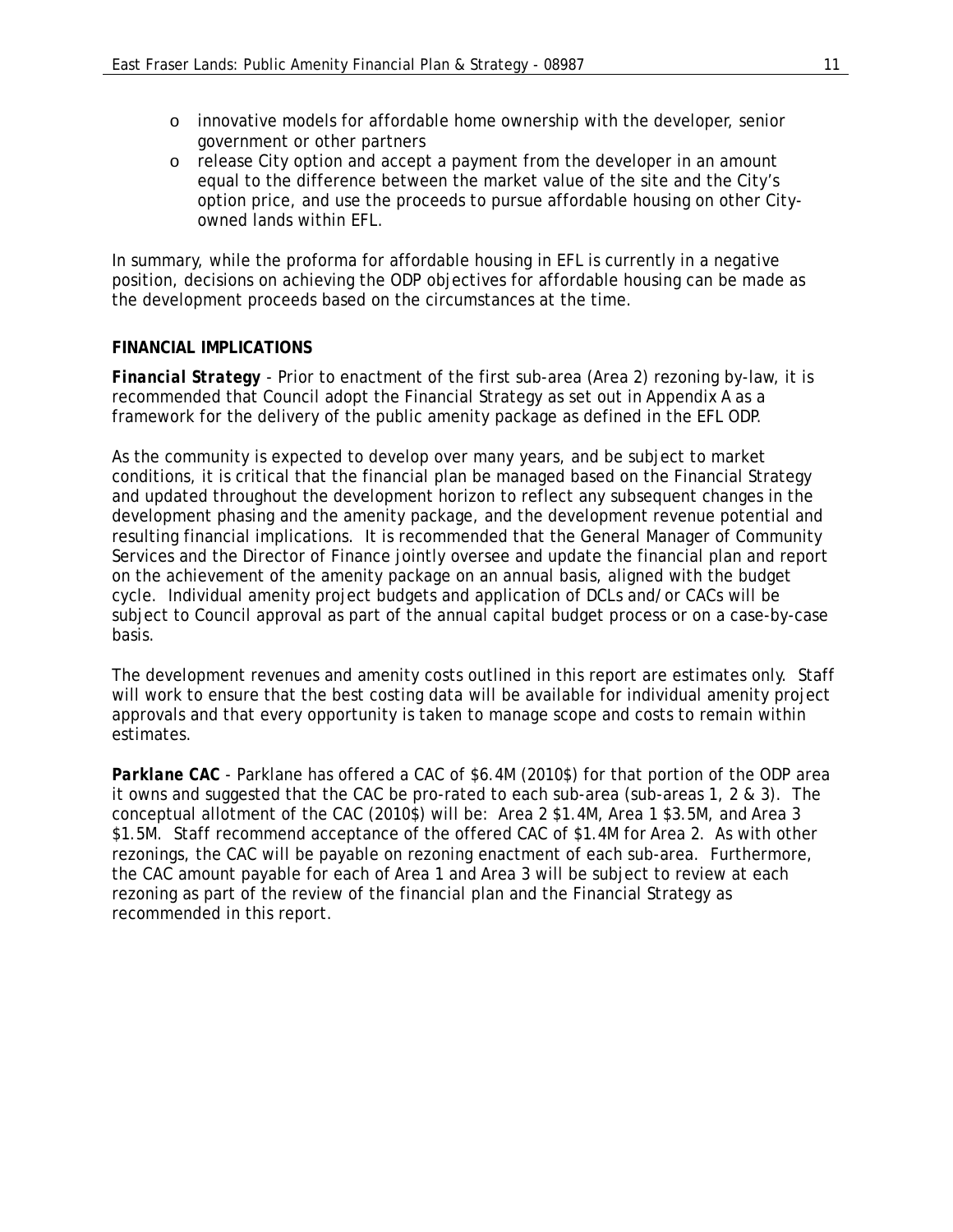- innovative models for affordable home ownership with the developer, senior government or other partners
- release City option and accept a payment from the developer in an amount equal to the difference between the market value of the site and the City's option price, and use the proceeds to pursue affordable housing on other City-owned lands within EFL.

In summary, while the proforma for affordable housing in EFL is currently in a negative position, decisions on achieving the ODP objectives for affordable housing can be made as the development proceeds based on the circumstances at the time.

**FINANCIAL IMPLICATIONS**

***Financial Strategy*** - Prior to enactment of the first sub-area (Area 2) rezoning by-law, it is recommended that Council adopt the Financial Strategy as set out in Appendix A as a framework for the delivery of the public amenity package as defined in the EFL ODP.

As the community is expected to develop over many years, and be subject to market conditions, it is critical that the financial plan be managed based on the Financial Strategy and updated throughout the development horizon to reflect any subsequent changes in the development phasing and the amenity package, and the development revenue potential and resulting financial implications. It is recommended that the General Manager of Community Services and the Director of Finance jointly oversee and update the financial plan and report on the achievement of the amenity package on an annual basis, aligned with the budget cycle. Individual amenity project budgets and application of DCLs and/or CACs will be subject to Council approval as part of the annual capital budget process or on a case-by-case basis.

The development revenues and amenity costs outlined in this report are estimates only. Staff will work to ensure that the best costing data will be available for individual amenity project approvals and that every opportunity is taken to manage scope and costs to remain within estimates.

***Parklane CAC*** - Parklane has offered a CAC of $6.4M (2010$) for that portion of the ODP area it owns and suggested that the CAC be pro-rated to each sub-area (sub-areas 1, 2 & 3). The conceptual allotment of the CAC (2010$) will be: Area 2 $1.4M, Area 1 $3.5M, and Area 3 $1.5M. Staff recommend acceptance of the offered CAC of $1.4M for Area 2. As with other rezonings, the CAC will be payable on rezoning enactment of each sub-area. Furthermore, the CAC amount payable for each of Area 1 and Area 3 will be subject to review at each rezoning as part of the review of the financial plan and the Financial Strategy as recommended in this report.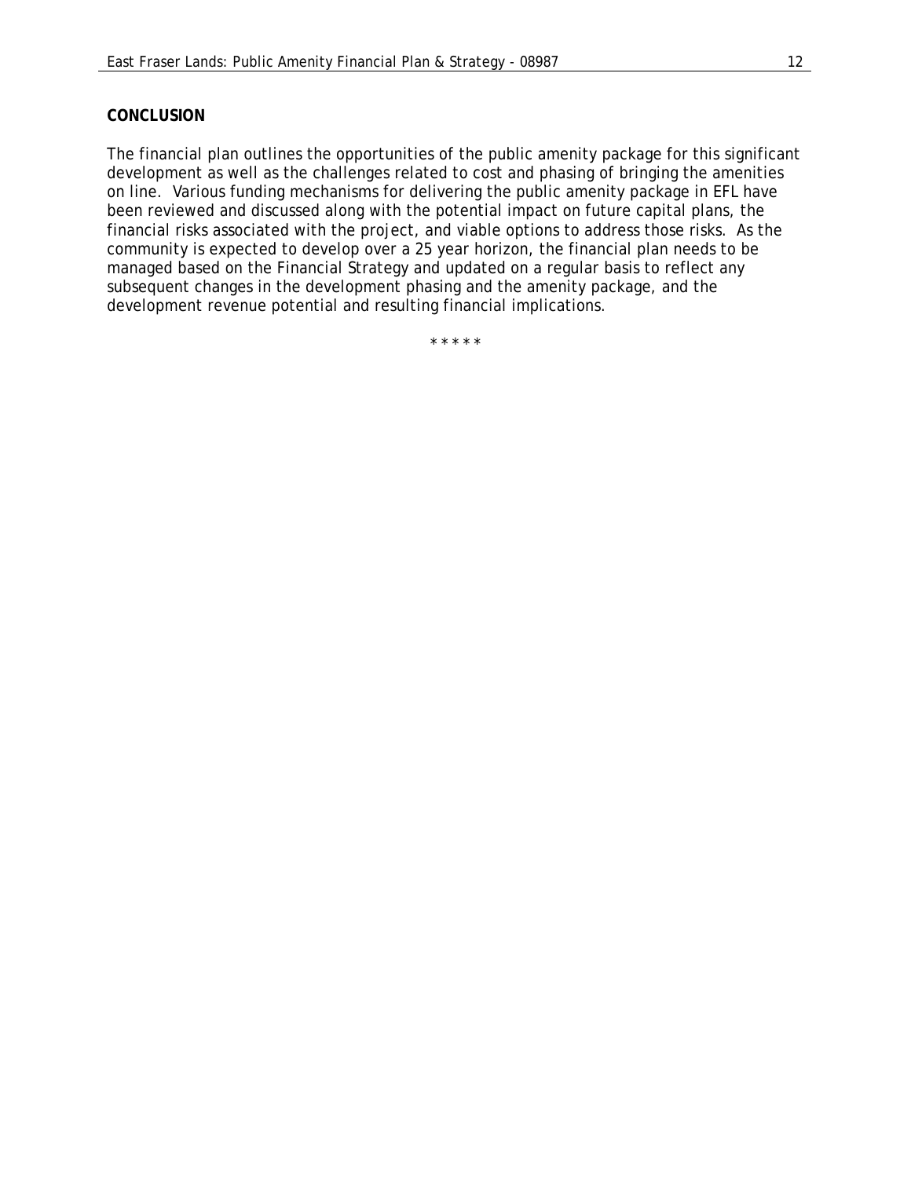**CONCLUSION**

The financial plan outlines the opportunities of the public amenity package for this significant development as well as the challenges related to cost and phasing of bringing the amenities on line. Various funding mechanisms for delivering the public amenity package in EFL have been reviewed and discussed along with the potential impact on future capital plans, the financial risks associated with the project, and viable options to address those risks. As the community is expected to develop over a 25 year horizon, the financial plan needs to be managed based on the Financial Strategy and updated on a regular basis to reflect any subsequent changes in the development phasing and the amenity package, and the development revenue potential and resulting financial implications.

\* \* \* \* \*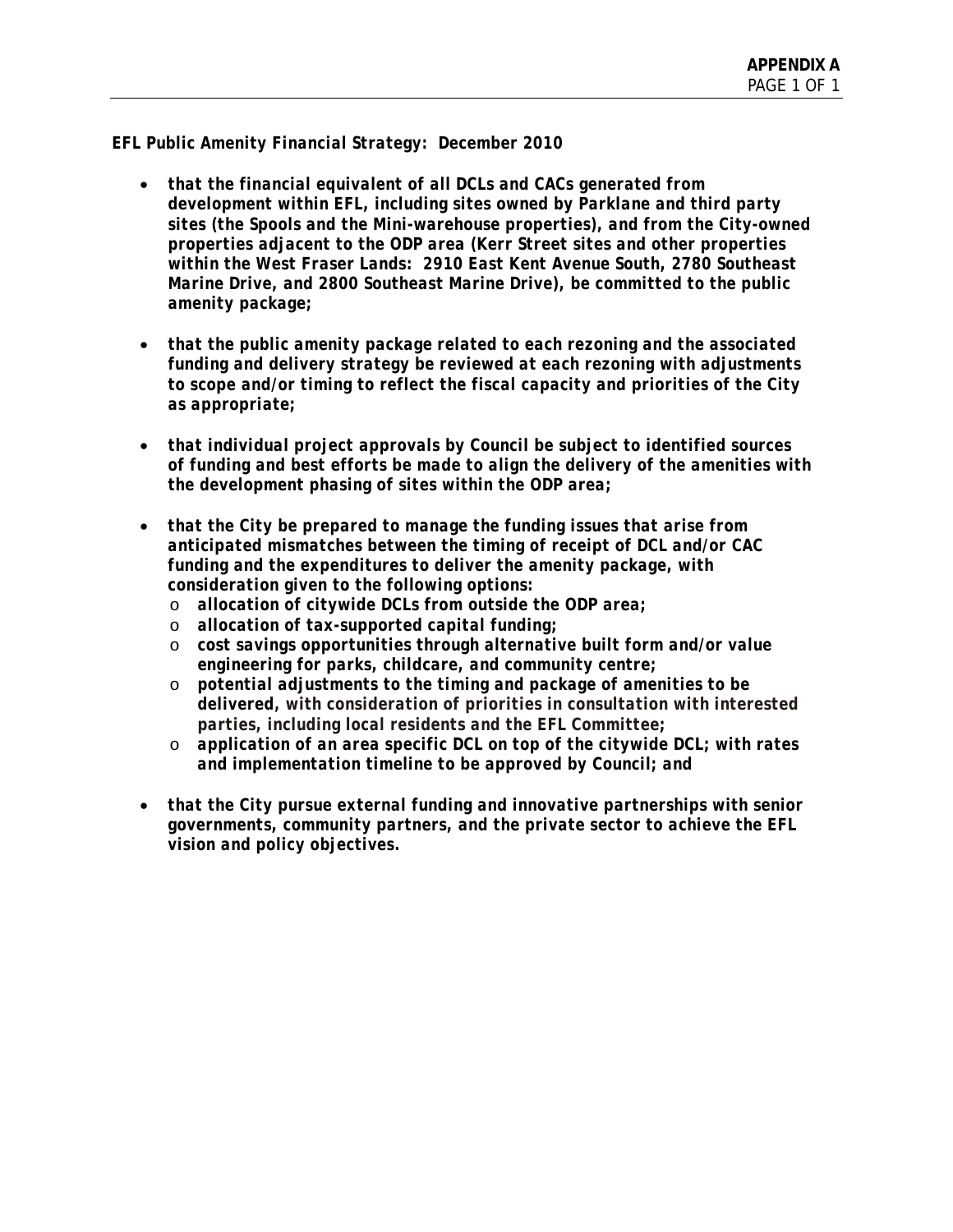**APPENDIX A**

***EFL Public Amenity Financial Strategy: December 2010***

- ***that the financial equivalent of all DCLs and CACs generated from development within EFL, including sites owned by Parklane and third party sites (the Spools and the Mini-warehouse properties), and from the City-owned properties adjacent to the ODP area (Kerr Street sites and other properties within the West Fraser Lands: 2910 East Kent Avenue South, 2780 Southeast Marine Drive, and 2800 Southeast Marine Drive), be committed to the public amenity package;***

- ***that the public amenity package related to each rezoning and the associated funding and delivery strategy be reviewed at each rezoning with adjustments to scope and/or timing to reflect the fiscal capacity and priorities of the City as appropriate;***

- ***that individual project approvals by Council be subject to identified sources of funding and best efforts be made to align the delivery of the amenities with the development phasing of sites within the ODP area;***

- ***that the City be prepared to manage the funding issues that arise from anticipated mismatches between the timing of receipt of DCL and/or CAC funding and the expenditures to deliver the amenity package, with consideration given to the following options:***
  - ***allocation of citywide DCLs from outside the ODP area;***
  - ***allocation of tax-supported capital funding;***
  - ***cost savings opportunities through alternative built form and/or value engineering for parks, childcare, and community centre;***
  - ***potential adjustments to the timing and package of amenities to be delivered, with consideration of priorities in consultation with interested parties, including local residents and the EFL Committee;***
  - ***application of an area specific DCL on top of the citywide DCL; with rates and implementation timeline to be approved by Council; and***

- ***that the City pursue external funding and innovative partnerships with senior governments, community partners, and the private sector to achieve the EFL vision and policy objectives.***